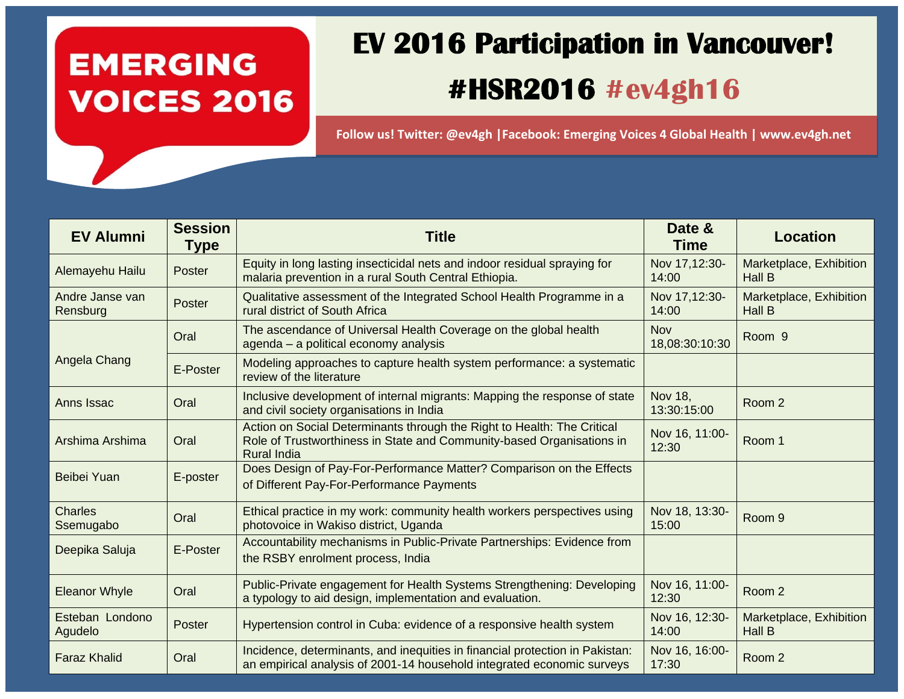# EMERGING VOICES 2016

# EV 2016 Participation in Vancouver!

## #HSR2016 #ev4gh16

**Follow us! Twitter: @ev4gh |Facebook: Emerging Voices 4 Global Health | www.ev4gh.net**

| EV Alumni | Session Type | Title | Date & Time | Location |
|---|---|---|---|---|
| Alemayehu Hailu | Poster | Equity in long lasting insecticidal nets and indoor residual spraying for malaria prevention in a rural South Central Ethiopia. | Nov 17,12:30-14:00 | Marketplace, Exhibition Hall B |
| Andre Janse van Rensburg | Poster | Qualitative assessment of the Integrated School Health Programme in a rural district of South Africa | Nov 17,12:30-14:00 | Marketplace, Exhibition Hall B |
| Angela Chang | Oral | The ascendance of Universal Health Coverage on the global health agenda – a political economy analysis | Nov 18,08:30:10:30 | Room 9 |
| | E-Poster | Modeling approaches to capture health system performance: a systematic review of the literature | | |
| Anns Issac | Oral | Inclusive development of internal migrants: Mapping the response of state and civil society organisations in India | Nov 18, 13:30:15:00 | Room 2 |
| Arshima Arshima | Oral | Action on Social Determinants through the Right to Health: The Critical Role of Trustworthiness in State and Community-based Organisations in Rural India | Nov 16, 11:00-12:30 | Room 1 |
| Beibei Yuan | E-poster | Does Design of Pay-For-Performance Matter? Comparison on the Effects of Different Pay-For-Performance Payments | | |
| Charles Ssemugabo | Oral | Ethical practice in my work: community health workers perspectives using photovoice in Wakiso district, Uganda | Nov 18, 13:30-15:00 | Room 9 |
| Deepika Saluja | E-Poster | Accountability mechanisms in Public-Private Partnerships: Evidence from the RSBY enrolment process, India | | |
| Eleanor Whyle | Oral | Public-Private engagement for Health Systems Strengthening: Developing a typology to aid design, implementation and evaluation. | Nov 16, 11:00-12:30 | Room 2 |
| Esteban Londono Agudelo | Poster | Hypertension control in Cuba: evidence of a responsive health system | Nov 16, 12:30-14:00 | Marketplace, Exhibition Hall B |
| Faraz Khalid | Oral | Incidence, determinants, and inequities in financial protection in Pakistan: an empirical analysis of 2001-14 household integrated economic surveys | Nov 16, 16:00-17:30 | Room 2 |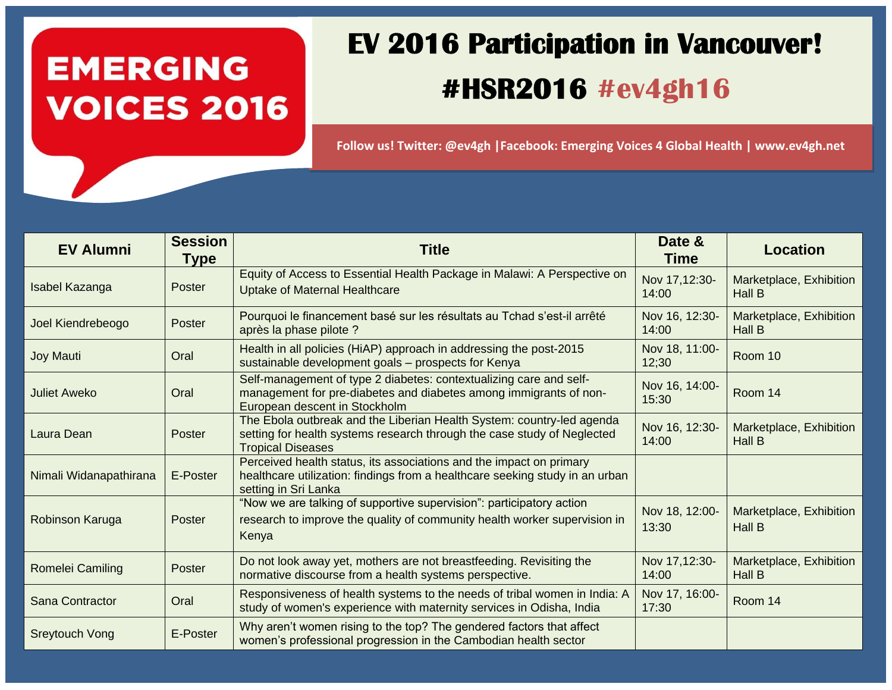# EMERGING VOICES 2016

# EV 2016 Participation in Vancouver!

## #HSR2016 #ev4gh16

**Follow us! Twitter: @ev4gh |Facebook: Emerging Voices 4 Global Health | www.ev4gh.net**

| EV Alumni | Session Type | Title | Date & Time | Location |
|---|---|---|---|---|
| Isabel Kazanga | Poster | Equity of Access to Essential Health Package in Malawi: A Perspective on Uptake of Maternal Healthcare | Nov 17,12:30-14:00 | Marketplace, Exhibition Hall B |
| Joel Kiendrebeogo | Poster | Pourquoi le financement basé sur les résultats au Tchad s'est-il arrêté après la phase pilote ? | Nov 16, 12:30-14:00 | Marketplace, Exhibition Hall B |
| Joy Mauti | Oral | Health in all policies (HiAP) approach in addressing the post-2015 sustainable development goals – prospects for Kenya | Nov 18, 11:00-12;30 | Room 10 |
| Juliet Aweko | Oral | Self-management of type 2 diabetes: contextualizing care and self-management for pre-diabetes and diabetes among immigrants of non-European descent in Stockholm | Nov 16, 14:00-15:30 | Room 14 |
| Laura Dean | Poster | The Ebola outbreak and the Liberian Health System: country-led agenda setting for health systems research through the case study of Neglected Tropical Diseases | Nov 16, 12:30-14:00 | Marketplace, Exhibition Hall B |
| Nimali Widanapathirana | E-Poster | Perceived health status, its associations and the impact on primary healthcare utilization: findings from a healthcare seeking study in an urban setting in Sri Lanka | | |
| Robinson Karuga | Poster | "Now we are talking of supportive supervision": participatory action research to improve the quality of community health worker supervision in Kenya | Nov 18, 12:00-13:30 | Marketplace, Exhibition Hall B |
| Romelei Camiling | Poster | Do not look away yet, mothers are not breastfeeding. Revisiting the normative discourse from a health systems perspective. | Nov 17,12:30-14:00 | Marketplace, Exhibition Hall B |
| Sana Contractor | Oral | Responsiveness of health systems to the needs of tribal women in India: A study of women's experience with maternity services in Odisha, India | Nov 17, 16:00-17:30 | Room 14 |
| Sreytouch Vong | E-Poster | Why aren't women rising to the top? The gendered factors that affect women's professional progression in the Cambodian health sector | | |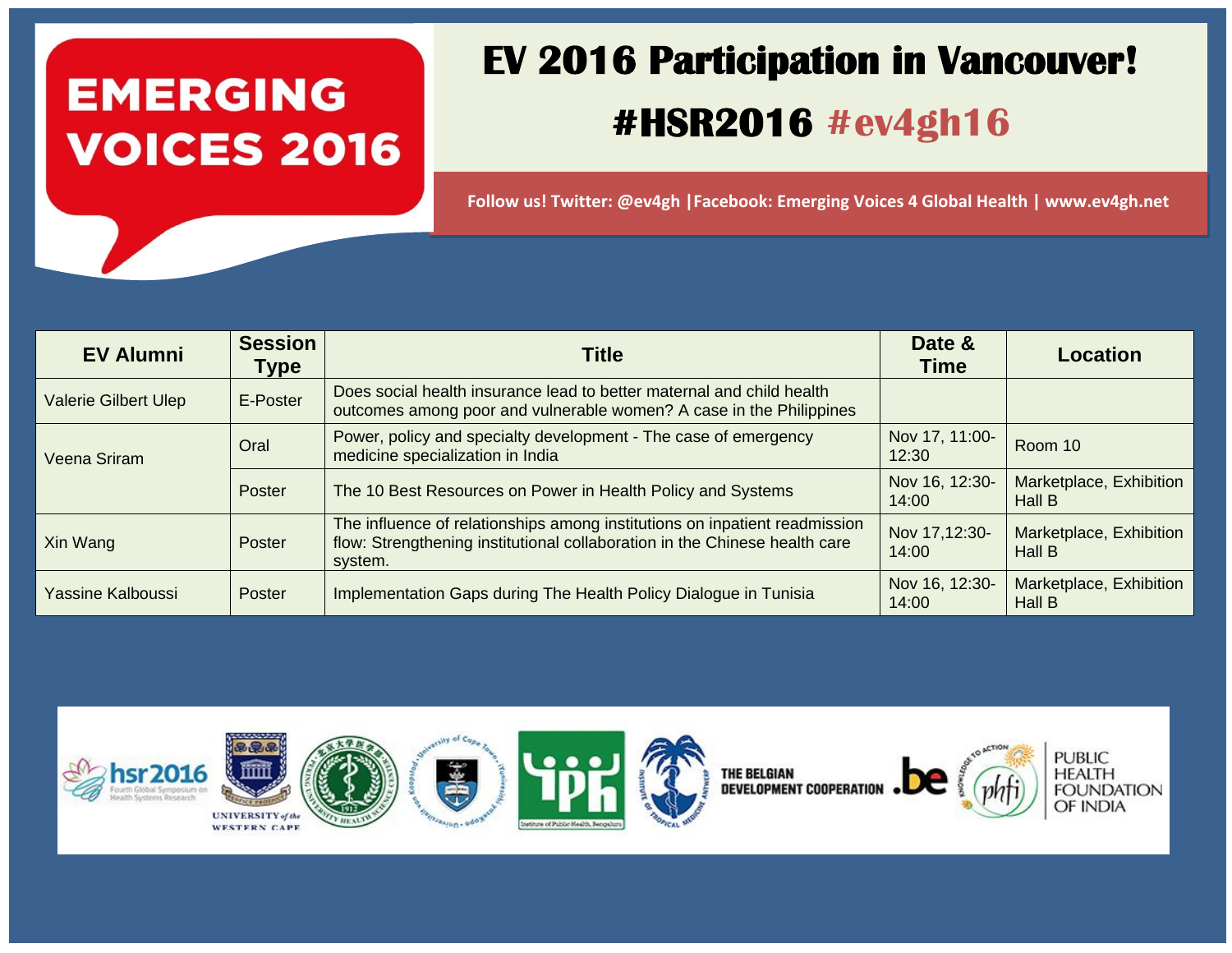EMERGING VOICES 2016

# EV 2016 Participation in Vancouver!

## #HSR2016 #ev4gh16

**Follow us! Twitter: @ev4gh |Facebook: Emerging Voices 4 Global Health | www.ev4gh.net**

| EV Alumni | Session Type | Title | Date & Time | Location |
|---|---|---|---|---|
| Valerie Gilbert Ulep | E-Poster | Does social health insurance lead to better maternal and child health outcomes among poor and vulnerable women? A case in the Philippines | | |
| Veena Sriram | Oral | Power, policy and specialty development - The case of emergency medicine specialization in India | Nov 17, 11:00-12:30 | Room 10 |
| | Poster | The 10 Best Resources on Power in Health Policy and Systems | Nov 16, 12:30-14:00 | Marketplace, Exhibition Hall B |
| Xin Wang | Poster | The influence of relationships among institutions on inpatient readmission flow: Strengthening institutional collaboration in the Chinese health care system. | Nov 17,12:30-14:00 | Marketplace, Exhibition Hall B |
| Yassine Kalboussi | Poster | Implementation Gaps during The Health Policy Dialogue in Tunisia | Nov 16, 12:30-14:00 | Marketplace, Exhibition Hall B |

hsr2016 Fourth Global Symposium on Health Systems Research | UNIVERSITY of the WESTERN CAPE | Institute of Public Health, Bengaluru | INSTITUTE OF TROPICAL MEDICINE ANTWERP | THE BELGIAN DEVELOPMENT COOPERATION .be | PUBLIC HEALTH FOUNDATION OF INDIA